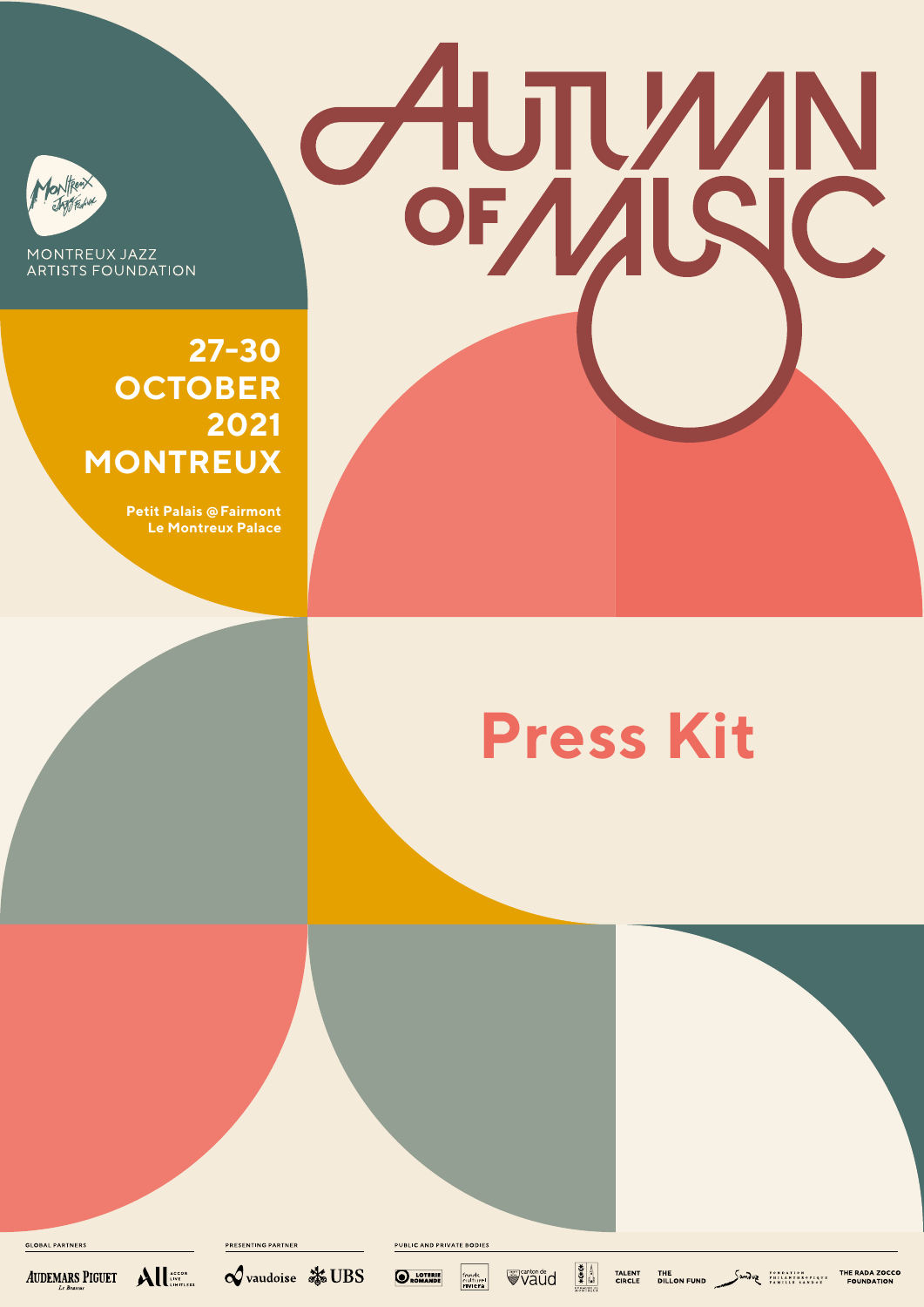MONTREUX JAZZ ARTISTS FOUNDATION

# AUTUMN OF MUSIC

**27-30 OCTOBER 2021 MONTREUX**

**Petit Palais @ Fairmont Le Montreux Palace**

## Press Kit

GLOBAL PARTNERS

AUDEMARS PIGUET Le Brassus · ALL Accor Live Limitless

PRESENTING PARTNER

vaudoise · UBS

PUBLIC AND PRIVATE BODIES

Loterie Romande · fonds culturel riviera · canton de Vaud · Montreux · TALENT CIRCLE · THE DILLON FUND · Fondation Philanthropique Famille Sandoz · THE RADA ZOCCO FOUNDATION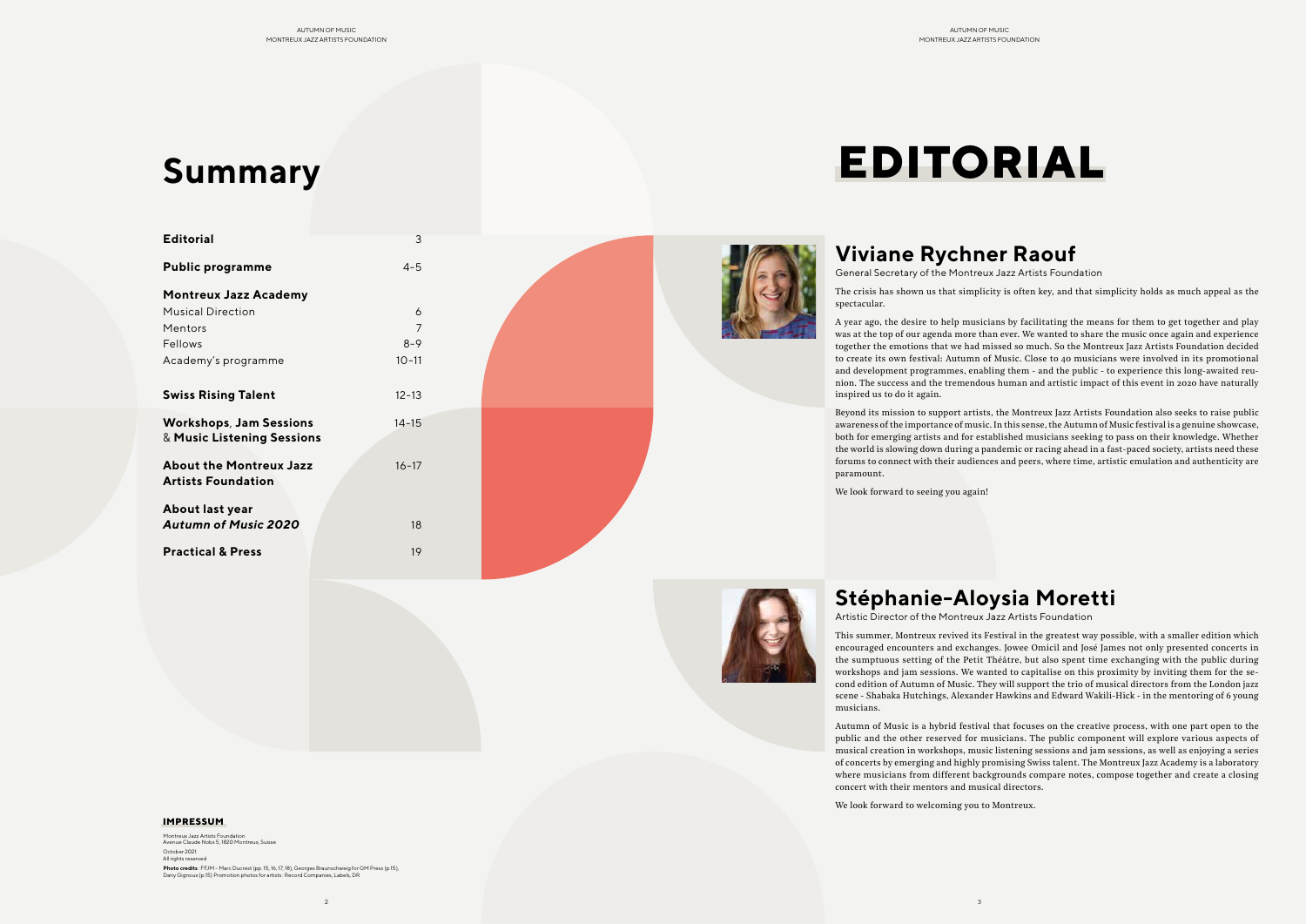# Summary

| | |
|---|---|
| **Editorial** | 3 |
| **Public programme** | 4–5 |
| **Montreux Jazz Academy** | |
| Musical Direction | 6 |
| Mentors | 7 |
| Fellows | 8–9 |
| Academy's programme | 10–11 |
| **Swiss Rising Talent** | 12–13 |
| **Workshops, Jam Sessions** & **Music Listening Sessions** | 14–15 |
| **About the Montreux Jazz Artists Foundation** | 16–17 |
| **About last year** ***Autumn of Music 2020*** | 18 |
| **Practical & Press** | 19 |

**IMPRESSUM**

Montreux Jazz Artists Foundation
Avenue Claude Nobs 5, 1820 Montreux, Suisse

October 2021
All rights reserved

**Photo credits** : FFJM - Marc Ducrest (pp. 15, 16, 17, 18), Georges Braunschweig for GM Press (p.15), Dany Gignoux (p.15) Promotion photos for artists : Record Companies, Labels, DR

# EDITORIAL

## Viviane Rychner Raouf

General Secretary of the Montreux Jazz Artists Foundation

The crisis has shown us that simplicity is often key, and that simplicity holds as much appeal as the spectacular.

A year ago, the desire to help musicians by facilitating the means for them to get together and play was at the top of our agenda more than ever. We wanted to share the music once again and experience together the emotions that we had missed so much. So the Montreux Jazz Artists Foundation decided to create its own festival: Autumn of Music. Close to 40 musicians were involved in its promotional and development programmes, enabling them - and the public - to experience this long-awaited reunion. The success and the tremendous human and artistic impact of this event in 2020 have naturally inspired us to do it again.

Beyond its mission to support artists, the Montreux Jazz Artists Foundation also seeks to raise public awareness of the importance of music. In this sense, the Autumn of Music festival is a genuine showcase, both for emerging artists and for established musicians seeking to pass on their knowledge. Whether the world is slowing down during a pandemic or racing ahead in a fast-paced society, artists need these forums to connect with their audiences and peers, where time, artistic emulation and authenticity are paramount.

We look forward to seeing you again!

## Stéphanie-Aloysia Moretti

Artistic Director of the Montreux Jazz Artists Foundation

This summer, Montreux revived its Festival in the greatest way possible, with a smaller edition which encouraged encounters and exchanges. Jowee Omicil and José James not only presented concerts in the sumptuous setting of the Petit Théâtre, but also spent time exchanging with the public during workshops and jam sessions. We wanted to capitalise on this proximity by inviting them for the second edition of Autumn of Music. They will support the trio of musical directors from the London jazz scene - Shabaka Hutchings, Alexander Hawkins and Edward Wakili-Hick - in the mentoring of 6 young musicians.

Autumn of Music is a hybrid festival that focuses on the creative process, with one part open to the public and the other reserved for musicians. The public component will explore various aspects of musical creation in workshops, music listening sessions and jam sessions, as well as enjoying a series of concerts by emerging and highly promising Swiss talent. The Montreux Jazz Academy is a laboratory where musicians from different backgrounds compare notes, compose together and create a closing concert with their mentors and musical directors.

We look forward to welcoming you to Montreux.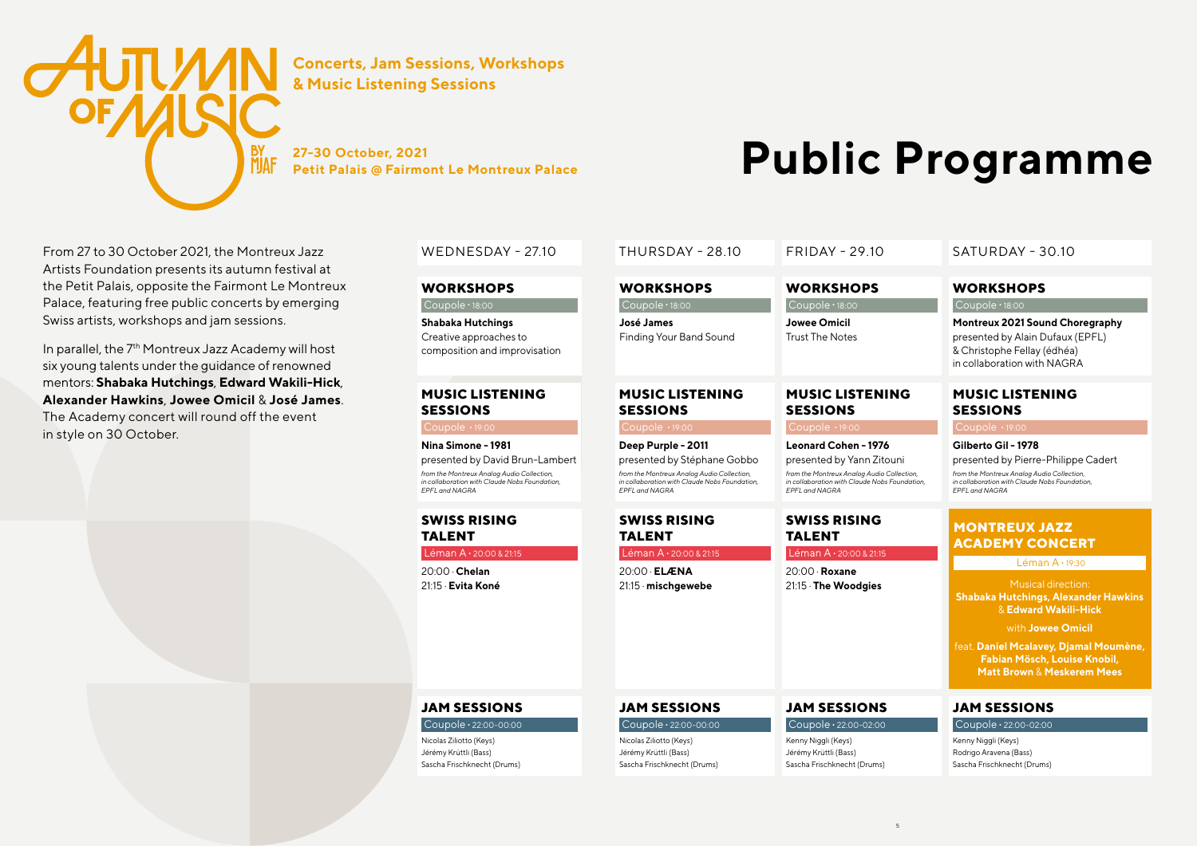# Autumn of Music by MJAF

**Concerts, Jam Sessions, Workshops & Music Listening Sessions**

**27-30 October, 2021**
**Petit Palais @ Fairmont Le Montreux Palace**

# Public Programme

From 27 to 30 October 2021, the Montreux Jazz Artists Foundation presents its autumn festival at the Petit Palais, opposite the Fairmont Le Montreux Palace, featuring free public concerts by emerging Swiss artists, workshops and jam sessions.

In parallel, the 7th Montreux Jazz Academy will host six young talents under the guidance of renowned mentors: **Shabaka Hutchings**, **Edward Wakili-Hick**, **Alexander Hawkins**, **Jowee Omicil** & **José James**. The Academy concert will round off the event in style on 30 October.

## WEDNESDAY - 27.10

### WORKSHOPS
Coupole • 18:00

**Shabaka Hutchings**
Creative approaches to composition and improvisation

### MUSIC LISTENING SESSIONS
Coupole • 19:00

**Nina Simone - 1981**
presented by David Brun-Lambert
*from the Montreux Analog Audio Collection, in collaboration with Claude Nobs Foundation, EPFL and NAGRA*

### SWISS RISING TALENT
Léman A • 20:00 & 21:15

20:00 · **Chelan**
21:15 · **Evita Koné**

### JAM SESSIONS
Coupole • 22:00-00:00

Nicolas Ziliotto (Keys)
Jérémy Krüttli (Bass)
Sascha Frischknecht (Drums)

## THURSDAY - 28.10

### WORKSHOPS
Coupole • 18:00

**José James**
Finding Your Band Sound

### MUSIC LISTENING SESSIONS
Coupole • 19:00

**Deep Purple - 2011**
presented by Stéphane Gobbo
*from the Montreux Analog Audio Collection, in collaboration with Claude Nobs Foundation, EPFL and NAGRA*

### SWISS RISING TALENT
Léman A • 20:00 & 21:15

20:00 · **ELÆNA**
21:15 · **mischgewebe**

### JAM SESSIONS
Coupole • 22:00-00:00

Nicolas Ziliotto (Keys)
Jérémy Krüttli (Bass)
Sascha Frischknecht (Drums)

## FRIDAY - 29.10

### WORKSHOPS
Coupole • 18:00

**Jowee Omicil**
Trust The Notes

### MUSIC LISTENING SESSIONS
Coupole • 19:00

**Leonard Cohen - 1976**
presented by Yann Zitouni
*from the Montreux Analog Audio Collection, in collaboration with Claude Nobs Foundation, EPFL and NAGRA*

### SWISS RISING TALENT
Léman A • 20:00 & 21:15

20:00 · **Roxane**
21:15 · **The Woodgies**

### JAM SESSIONS
Coupole • 22:00-02:00

Kenny Niggli (Keys)
Jérémy Krüttli (Bass)
Sascha Frischknecht (Drums)

## SATURDAY - 30.10

### WORKSHOPS
Coupole • 18:00

**Montreux 2021 Sound Choregraphy**
presented by Alain Dufaux (EPFL) & Christophe Fellay (édhéa) in collaboration with NAGRA

### MUSIC LISTENING SESSIONS
Coupole • 19:00

**Gilberto Gil - 1978**
presented by Pierre-Philippe Cadert
*from the Montreux Analog Audio Collection, in collaboration with Claude Nobs Foundation, EPFL and NAGRA*

### MONTREUX JAZZ ACADEMY CONCERT
Léman A • 19:30

Musical direction:
**Shabaka Hutchings, Alexander Hawkins** & **Edward Wakili-Hick**

with **Jowee Omicil**

feat. **Daniel Mcalavey, Djamal Moumène, Fabian Mösch, Louise Knobil, Matt Brown** & **Meskerem Mees**

### JAM SESSIONS
Coupole • 22:00-02:00

Kenny Niggli (Keys)
Rodrigo Aravena (Bass)
Sascha Frischknecht (Drums)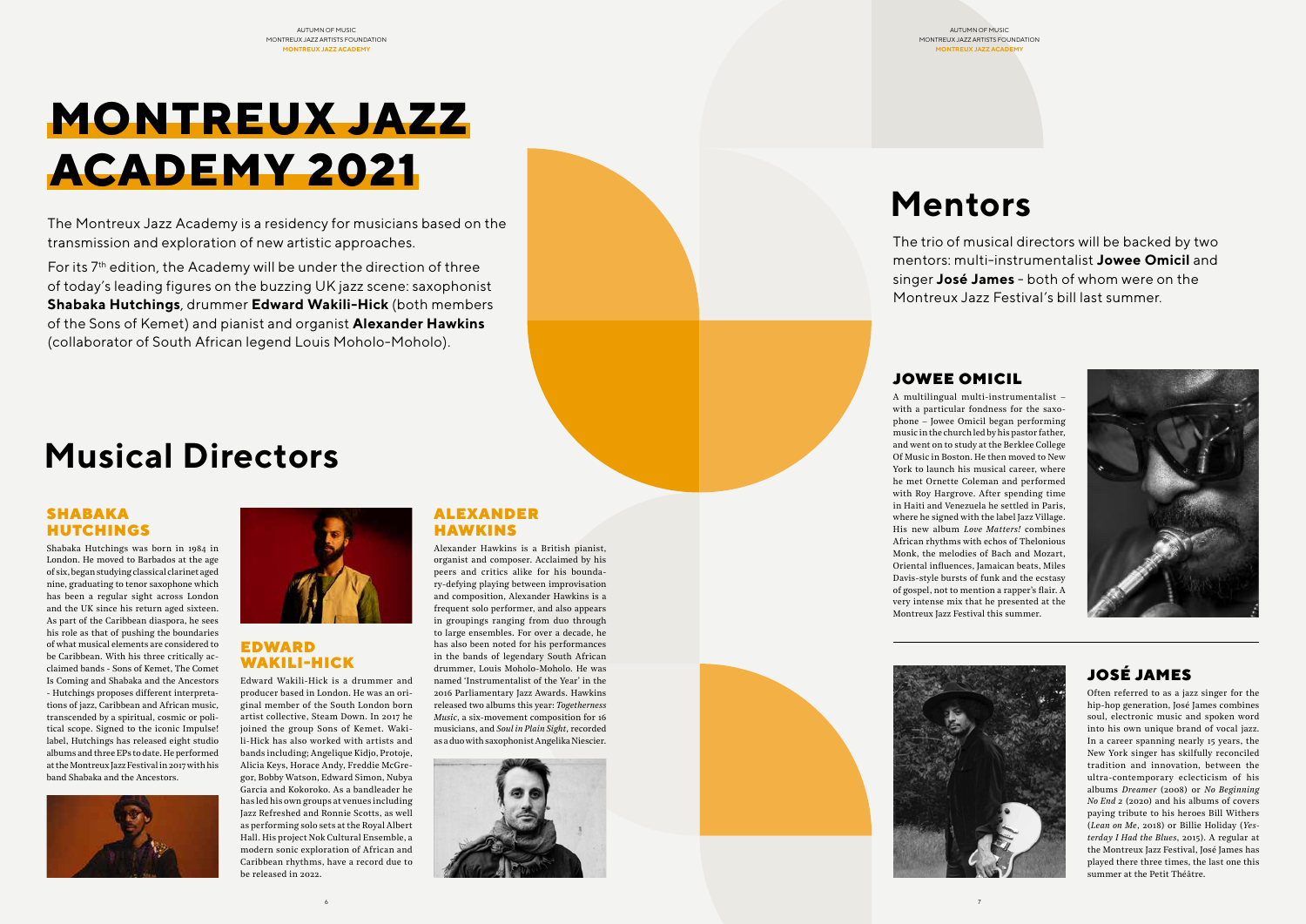# MONTREUX JAZZ ACADEMY 2021

The Montreux Jazz Academy is a residency for musicians based on the transmission and exploration of new artistic approaches.

For its 7th edition, the Academy will be under the direction of three of today's leading figures on the buzzing UK jazz scene: saxophonist **Shabaka Hutchings**, drummer **Edward Wakili-Hick** (both members of the Sons of Kemet) and pianist and organist **Alexander Hawkins** (collaborator of South African legend Louis Moholo-Moholo).

## Musical Directors

### SHABAKA HUTCHINGS

Shabaka Hutchings was born in 1984 in London. He moved to Barbados at the age of six, began studying classical clarinet aged nine, graduating to tenor saxophone which has been a regular sight across London and the UK since his return aged sixteen. As part of the Caribbean diaspora, he sees his role as that of pushing the boundaries of what musical elements are considered to be Caribbean. With his three critically acclaimed bands - Sons of Kemet, The Comet Is Coming and Shabaka and the Ancestors - Hutchings proposes different interpretations of jazz, Caribbean and African music, transcended by a spiritual, cosmic or political scope. Signed to the iconic Impulse! label, Hutchings has released eight studio albums and three EPs to date. He performed at the Montreux Jazz Festival in 2017 with his band Shabaka and the Ancestors.

### EDWARD WAKILI-HICK

Edward Wakili-Hick is a drummer and producer based in London. He was an original member of the South London born artist collective, Steam Down. In 2017 he joined the group Sons of Kemet. Wakili-Hick has also worked with artists and bands including; Angelique Kidjo, Protoje, Alicia Keys, Horace Andy, Freddie McGregor, Bobby Watson, Edward Simon, Nubya Garcia and Kokoroko. As a bandleader he has led his own groups at venues including Jazz Refreshed and Ronnie Scotts, as well as performing solo sets at the Royal Albert Hall. His project Nok Cultural Ensemble, a modern sonic exploration of African and Caribbean rhythms, have a record due to be released in 2022.

### ALEXANDER HAWKINS

Alexander Hawkins is a British pianist, organist and composer. Acclaimed by his peers and critics alike for his boundary-defying playing between improvisation and composition, Alexander Hawkins is a frequent solo performer, and also appears in groupings ranging from duo through to large ensembles. For over a decade, he has also been noted for his performances in the bands of legendary South African drummer, Louis Moholo-Moholo. He was named 'Instrumentalist of the Year' in the 2016 Parliamentary Jazz Awards. Hawkins released two albums this year: *Togetherness Music*, a six-movement composition for 16 musicians, and *Soul in Plain Sight*, recorded as a duo with saxophonist Angelika Niescier.

## Mentors

The trio of musical directors will be backed by two mentors: multi-instrumentalist **Jowee Omicil** and singer **José James** - both of whom were on the Montreux Jazz Festival's bill last summer.

### JOWEE OMICIL

A multilingual multi-instrumentalist – with a particular fondness for the saxophone – Jowee Omicil began performing music in the church led by his pastor father, and went on to study at the Berklee College Of Music in Boston. He then moved to New York to launch his musical career, where he met Ornette Coleman and performed with Roy Hargrove. After spending time in Haiti and Venezuela he settled in Paris, where he signed with the label Jazz Village. His new album *Love Matters!* combines African rhythms with echos of Thelonious Monk, the melodies of Bach and Mozart, Oriental influences, Jamaican beats, Miles Davis-style bursts of funk and the ecstasy of gospel, not to mention a rapper's flair. A very intense mix that he presented at the Montreux Jazz Festival this summer.

### JOSÉ JAMES

Often referred to as a jazz singer for the hip-hop generation, José James combines soul, electronic music and spoken word into his own unique brand of vocal jazz. In a career spanning nearly 15 years, the New York singer has skilfully reconciled tradition and innovation, between the ultra-contemporary eclecticism of his albums *Dreamer* (2008) or *No Beginning No End 2* (2020) and his albums of covers paying tribute to his heroes Bill Withers (*Lean on Me*, 2018) or Billie Holiday (*Yesterday I Had the Blues*, 2015). A regular at the Montreux Jazz Festival, José James has played there three times, the last one this summer at the Petit Théâtre.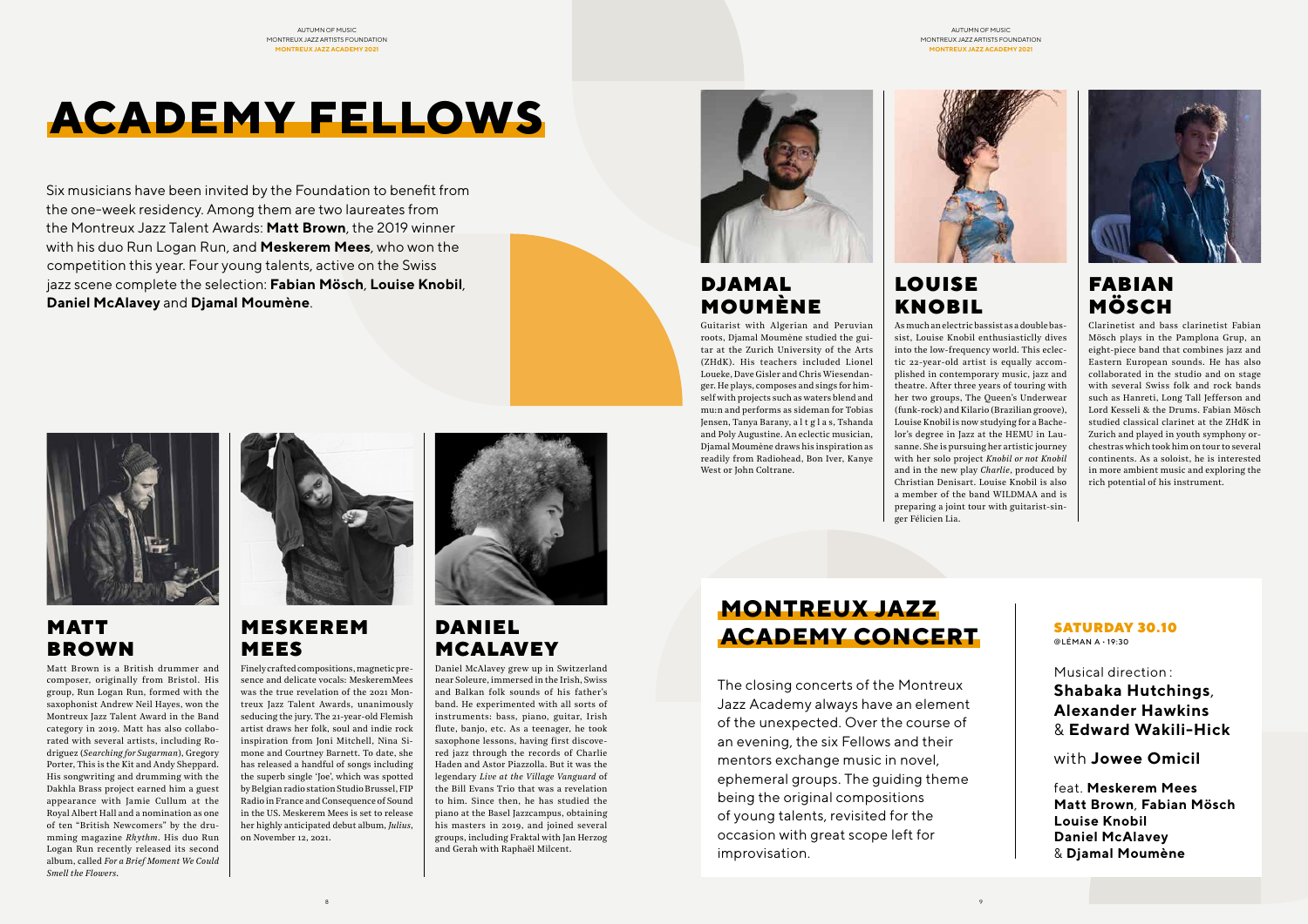# ACADEMY FELLOWS

Six musicians have been invited by the Foundation to benefit from the one-week residency. Among them are two laureates from the Montreux Jazz Talent Awards: **Matt Brown**, the 2019 winner with his duo Run Logan Run, and **Meskerem Mees**, who won the competition this year. Four young talents, active on the Swiss jazz scene complete the selection: **Fabian Mösch**, **Louise Knobil**, **Daniel McAlavey** and **Djamal Moumène**.

## MATT BROWN

Matt Brown is a British drummer and composer, originally from Bristol. His group, Run Logan Run, formed with the saxophonist Andrew Neil Hayes, won the Montreux Jazz Talent Award in the Band category in 2019. Matt has also collaborated with several artists, including Rodriguez (*Searching for Sugarman*), Gregory Porter, This is the Kit and Andy Sheppard. His songwriting and drumming with the Dakhla Brass project earned him a guest appearance with Jamie Cullum at the Royal Albert Hall and a nomination as one of ten "British Newcomers" by the drumming magazine *Rhythm*. His duo Run Logan Run recently released its second album, called *For a Brief Moment We Could Smell the Flowers*.

## MESKEREM MEES

Finely crafted compositions, magnetic presence and delicate vocals: Meskerem Mees was the true revelation of the 2021 Montreux Jazz Talent Awards, unanimously seducing the jury. The 21-year-old Flemish artist draws her folk, soul and indie rock inspiration from Joni Mitchell, Nina Simone and Courtney Barnett. To date, she has released a handful of songs including the superb single 'Joe', which was spotted by Belgian radio station Studio Brussel, FIP Radio in France and Consequence of Sound in the US. Meskerem Mees is set to release her highly anticipated debut album, *Julius*, on November 12, 2021.

## DANIEL MCALAVEY

Daniel McAlavey grew up in Switzerland near Soleure, immersed in the Irish, Swiss and Balkan folk sounds of his father's band. He experimented with all sorts of instruments: bass, piano, guitar, Irish flute, banjo, etc. As a teenager, he took saxophone lessons, having first discovered jazz through the records of Charlie Haden and Astor Piazzolla. But it was the legendary *Live at the Village Vanguard* of the Bill Evans Trio that was a revelation to him. Since then, he has studied the piano at the Basel Jazzcampus, obtaining his masters in 2019, and joined several groups, including Fraktal with Jan Herzog and Gerah with Raphaël Milcent.

## DJAMAL MOUMÈNE

Guitarist with Algerian and Peruvian roots, Djamal Moumène studied the guitar at the Zurich University of the Arts (ZHdK). His teachers included Lionel Loueke, Dave Gisler and Chris Wiesendanger. He plays, composes and sings for himself with projects such as waters blend and mu:n and performs as sideman for Tobias Jensen, Tanya Barany, a l t g l a s, Tshanda and Poly Augustine. An eclectic musician, Djamal Moumène draws his inspiration as readily from Radiohead, Bon Iver, Kanye West or John Coltrane.

## LOUISE KNOBIL

As much an electric bassist as a double bassist, Louise Knobil enthusiasticlly dives into the low-frequency world. This eclectic 22-year-old artist is equally accomplished in contemporary music, jazz and theatre. After three years of touring with her two groups, The Queen's Underwear (funk-rock) and Kilario (Brazilian groove), Louise Knobil is now studying for a Bachelor's degree in Jazz at the HEMU in Lausanne. She is pursuing her artistic journey with her solo project *Knobil or not Knobil* and in the new play *Charlie*, produced by Christian Denisart. Louise Knobil is also a member of the band WILDMAA and is preparing a joint tour with guitarist-singer Félicien Lia.

## FABIAN MÖSCH

Clarinetist and bass clarinetist Fabian Mösch plays in the Pamplona Grup, an eight-piece band that combines jazz and Eastern European sounds. He has also collaborated in the studio and on stage with several Swiss folk and rock bands such as Hanreti, Long Tall Jefferson and Lord Kesseli & the Drums. Fabian Mösch studied classical clarinet at the ZHdK in Zurich and played in youth symphony orchestras which took him on tour to several continents. As a soloist, he is interested in more ambient music and exploring the rich potential of his instrument.

# MONTREUX JAZZ ACADEMY CONCERT

The closing concerts of the Montreux Jazz Academy always have an element of the unexpected. Over the course of an evening, the six Fellows and their mentors exchange music in novel, ephemeral groups. The guiding theme being the original compositions of young talents, revisited for the occasion with great scope left for improvisation.

**SATURDAY 30.10**
@LÉMAN A · 19:30

Musical direction:
**Shabaka Hutchings**, **Alexander Hawkins** & **Edward Wakili-Hick**

with **Jowee Omicil**

feat. **Meskerem Mees**
**Matt Brown**, **Fabian Mösch**
**Louise Knobil**
**Daniel McAlavey**
& **Djamal Moumène**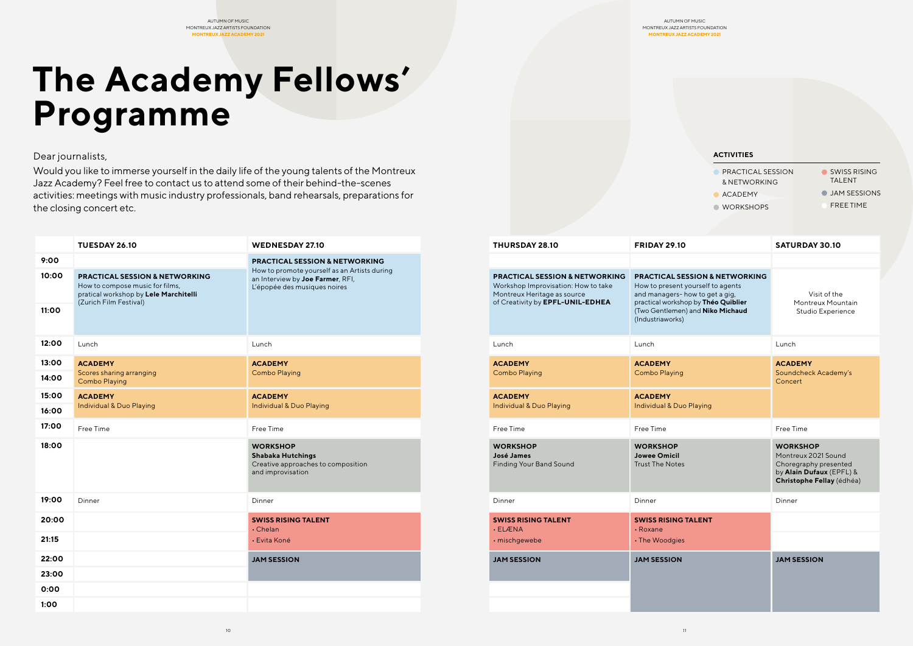# The Academy Fellows' Programme

Dear journalists,

Would you like to immerse yourself in the daily life of the young talents of the Montreux Jazz Academy? Feel free to contact us to attend some of their behind-the-scenes activities: meetings with music industry professionals, band rehearsals, preparations for the closing concert etc.

**ACTIVITIES**

- PRACTICAL SESSION & NETWORKING
- ACADEMY
- WORKSHOPS
- SWISS RISING TALENT
- JAM SESSIONS
- FREE TIME

| | TUESDAY 26.10 | WEDNESDAY 27.10 | THURSDAY 28.10 | FRIDAY 29.10 | SATURDAY 30.10 |
|---|---|---|---|---|---|
| 9:00 | | **PRACTICAL SESSION & NETWORKING** How to promote yourself as an Artists during an Interview by **Joe Farmer**, RFI, L'épopée des musiques noires | | | |
| 10:00 – 11:00 | **PRACTICAL SESSION & NETWORKING** How to compose music for films, pratical workshop by **Lele Marchitelli** (Zurich Film Festival) | | **PRACTICAL SESSION & NETWORKING** Workshop Improvisation: How to take Montreux Heritage as source of Creativity by **EPFL-UNIL-EDHEA** | **PRACTICAL SESSION & NETWORKING** How to present yourself to agents and managers- how to get a gig, practical workshop by **Théo Quiblier** (Two Gentlemen) and **Niko Michaud** (Industriaworks) | Visit of the Montreux Mountain Studio Experience |
| 12:00 | Lunch | Lunch | Lunch | Lunch | Lunch |
| 13:00 – 14:00 | **ACADEMY** Scores sharing arranging Combo Playing | **ACADEMY** Combo Playing | **ACADEMY** Combo Playing | **ACADEMY** Combo Playing | **ACADEMY** Soundcheck Academy's Concert |
| 15:00 – 16:00 | **ACADEMY** Individual & Duo Playing | **ACADEMY** Individual & Duo Playing | **ACADEMY** Individual & Duo Playing | **ACADEMY** Individual & Duo Playing | |
| 17:00 | Free Time | Free Time | Free Time | Free Time | Free Time |
| 18:00 | | **WORKSHOP** **Shabaka Hutchings** Creative approaches to composition and improvisation | **WORKSHOP** **José James** Finding Your Band Sound | **WORKSHOP** **Jowee Omicil** Trust The Notes | **WORKSHOP** Montreux 2021 Sound Choregraphy presented by **Alain Dufaux** (EPFL) & **Christophe Fellay** (édhéa) |
| 19:00 | Dinner | Dinner | Dinner | Dinner | Dinner |
| 20:00 – 21:15 | | **SWISS RISING TALENT** • Chelan • Evita Koné | **SWISS RISING TALENT** • ELÆNA • mischgewebe | **SWISS RISING TALENT** • Roxane • The Woodgies | |
| 22:00 – 23:00 | | **JAM SESSION** | **JAM SESSION** | **JAM SESSION** | **JAM SESSION** |
| 0:00 | | | | | |
| 1:00 | | | | | |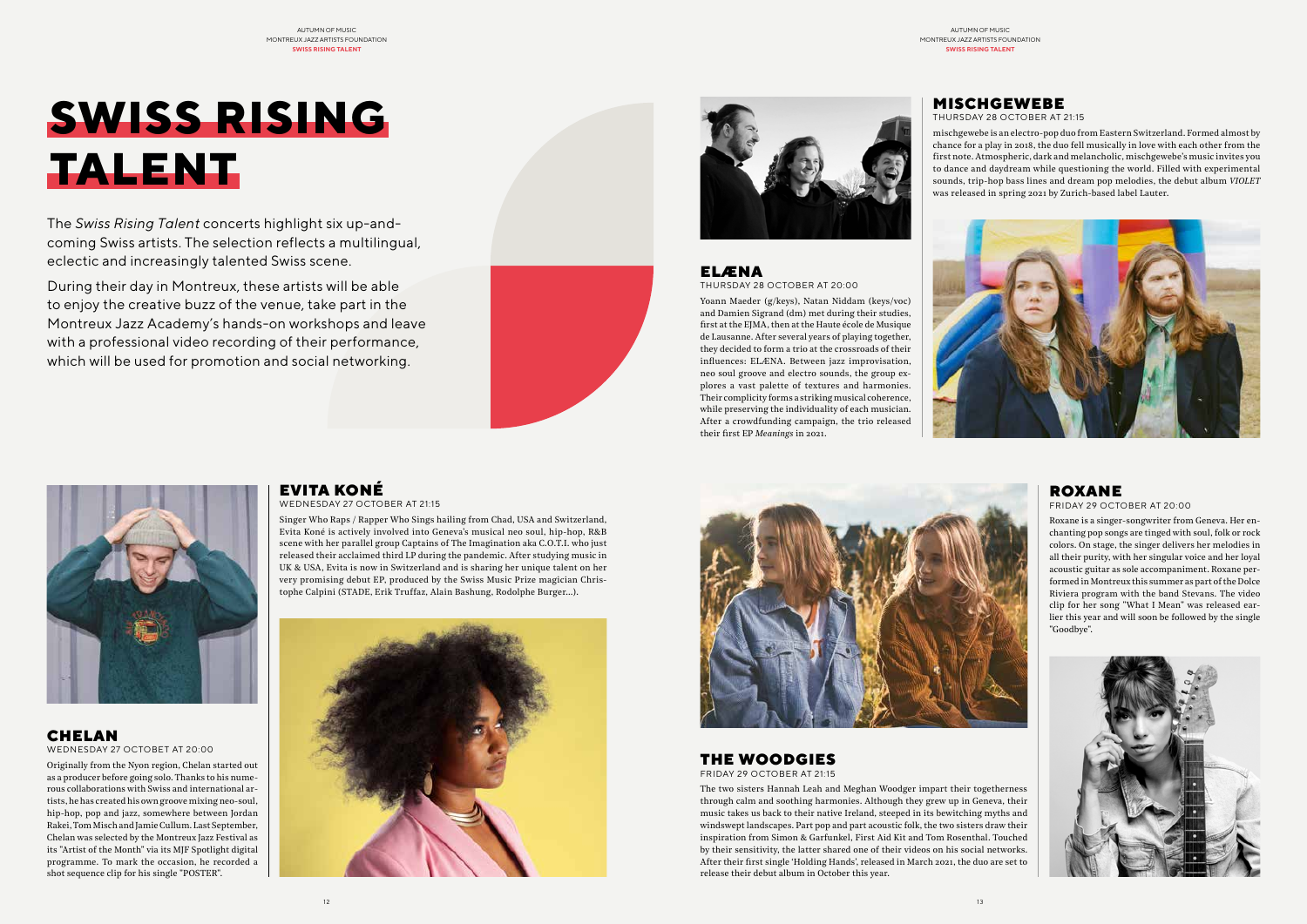# SWISS RISING TALENT

The *Swiss Rising Talent* concerts highlight six up-and-coming Swiss artists. The selection reflects a multilingual, eclectic and increasingly talented Swiss scene.

During their day in Montreux, these artists will be able to enjoy the creative buzz of the venue, take part in the Montreux Jazz Academy's hands-on workshops and leave with a professional video recording of their performance, which will be used for promotion and social networking.

## CHELAN

WEDNESDAY 27 OCTOBET AT 20:00

Originally from the Nyon region, Chelan started out as a producer before going solo. Thanks to his numerous collaborations with Swiss and international artists, he has created his own groove mixing neo-soul, hip-hop, pop and jazz, somewhere between Jordan Rakei, Tom Misch and Jamie Cullum. Last September, Chelan was selected by the Montreux Jazz Festival as its "Artist of the Month" via its MJF Spotlight digital programme. To mark the occasion, he recorded a shot sequence clip for his single "POSTER".

## EVITA KONÉ

WEDNESDAY 27 OCTOBER AT 21:15

Singer Who Raps / Rapper Who Sings hailing from Chad, USA and Switzerland, Evita Koné is actively involved into Geneva's musical neo soul, hip-hop, R&B scene with her parallel group Captains of The Imagination aka C.O.T.I. who just released their acclaimed third LP during the pandemic. After studying music in UK & USA, Evita is now in Switzerland and is sharing her unique talent on her very promising debut EP, produced by the Swiss Music Prize magician Christophe Calpini (STADE, Erik Truffaz, Alain Bashung, Rodolphe Burger...).

## ELÆNA

THURSDAY 28 OCTOBER AT 20:00

Yoann Maeder (g/keys), Natan Niddam (keys/voc) and Damien Sigrand (dm) met during their studies, first at the EJMA, then at the Haute école de Musique de Lausanne. After several years of playing together, they decided to form a trio at the crossroads of their influences: ELÆNA. Between jazz improvisation, neo soul groove and electro sounds, the group explores a vast palette of textures and harmonies. Their complicity forms a striking musical coherence, while preserving the individuality of each musician. After a crowdfunding campaign, the trio released their first EP *Meanings* in 2021.

## MISCHGEWEBE

THURSDAY 28 OCTOBER AT 21:15

mischgewebe is an electro-pop duo from Eastern Switzerland. Formed almost by chance for a play in 2018, the duo fell musically in love with each other from the first note. Atmospheric, dark and melancholic, mischgewebe's music invites you to dance and daydream while questioning the world. Filled with experimental sounds, trip-hop bass lines and dream pop melodies, the debut album *VIOLET* was released in spring 2021 by Zurich-based label Lauter.

## THE WOODGIES

FRIDAY 29 OCTOBER AT 21:15

The two sisters Hannah Leah and Meghan Woodger impart their togetherness through calm and soothing harmonies. Although they grew up in Geneva, their music takes us back to their native Ireland, steeped in its bewitching myths and windswept landscapes. Part pop and part acoustic folk, the two sisters draw their inspiration from Simon & Garfunkel, First Aid Kit and Tom Rosenthal. Touched by their sensitivity, the latter shared one of their videos on his social networks. After their first single 'Holding Hands', released in March 2021, the duo are set to release their debut album in October this year.

## ROXANE

FRIDAY 29 OCTOBER AT 20:00

Roxane is a singer-songwriter from Geneva. Her enchanting pop songs are tinged with soul, folk or rock colors. On stage, the singer delivers her melodies in all their purity, with her singular voice and her loyal acoustic guitar as sole accompaniment. Roxane performed in Montreux this summer as part of the Dolce Riviera program with the band Stevans. The video clip for her song "What I Mean" was released earlier this year and will soon be followed by the single "Goodbye".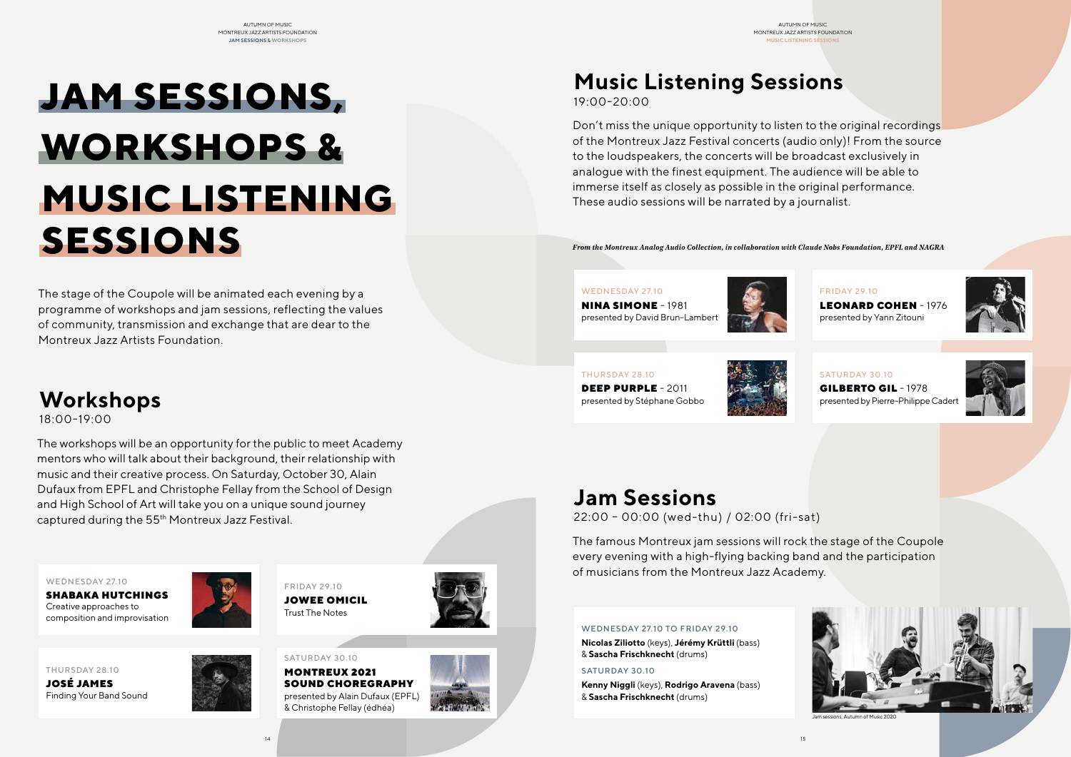# JAM SESSIONS, WORKSHOPS & MUSIC LISTENING SESSIONS

The stage of the Coupole will be animated each evening by a programme of workshops and jam sessions, reflecting the values of community, transmission and exchange that are dear to the Montreux Jazz Artists Foundation.

## Workshops

18:00-19:00

The workshops will be an opportunity for the public to meet Academy mentors who will talk about their background, their relationship with music and their creative process. On Saturday, October 30, Alain Dufaux from EPFL and Christophe Fellay from the School of Design and High School of Art will take you on a unique sound journey captured during the 55th Montreux Jazz Festival.

WEDNESDAY 27.10
**SHABAKA HUTCHINGS**
Creative approaches to composition and improvisation

THURSDAY 28.10
**JOSÉ JAMES**
Finding Your Band Sound

FRIDAY 29.10
**JOWEE OMICIL**
Trust The Notes

SATURDAY 30.10
**MONTREUX 2021 SOUND CHOREGRAPHY**
presented by Alain Dufaux (EPFL) & Christophe Fellay (édhéa)

## Music Listening Sessions

19:00-20:00

Don't miss the unique opportunity to listen to the original recordings of the Montreux Jazz Festival concerts (audio only)! From the source to the loudspeakers, the concerts will be broadcast exclusively in analogue with the finest equipment. The audience will be able to immerse itself as closely as possible in the original performance. These audio sessions will be narrated by a journalist.

***From the Montreux Analog Audio Collection, in collaboration with Claude Nobs Foundation, EPFL and NAGRA***

WEDNESDAY 27.10
**NINA SIMONE** - 1981
presented by David Brun-Lambert

THURSDAY 28.10
**DEEP PURPLE** - 2011
presented by Stéphane Gobbo

FRIDAY 29.10
**LEONARD COHEN** - 1976
presented by Yann Zitouni

SATURDAY 30.10
**GILBERTO GIL** - 1978
presented by Pierre-Philippe Cadert

## Jam Sessions

22:00 – 00:00 (wed-thu) / 02:00 (fri-sat)

The famous Montreux jam sessions will rock the stage of the Coupole every evening with a high-flying backing band and the participation of musicians from the Montreux Jazz Academy.

WEDNESDAY 27.10 TO FRIDAY 29.10
**Nicolas Ziliotto** (keys), **Jérémy Krüttli** (bass) & **Sascha Frischknecht** (drums)

SATURDAY 30.10
**Kenny Niggli** (keys), **Rodrigo Aravena** (bass) & **Sascha Frischknecht** (drums)

Jam sessions, Autumn of Music 2020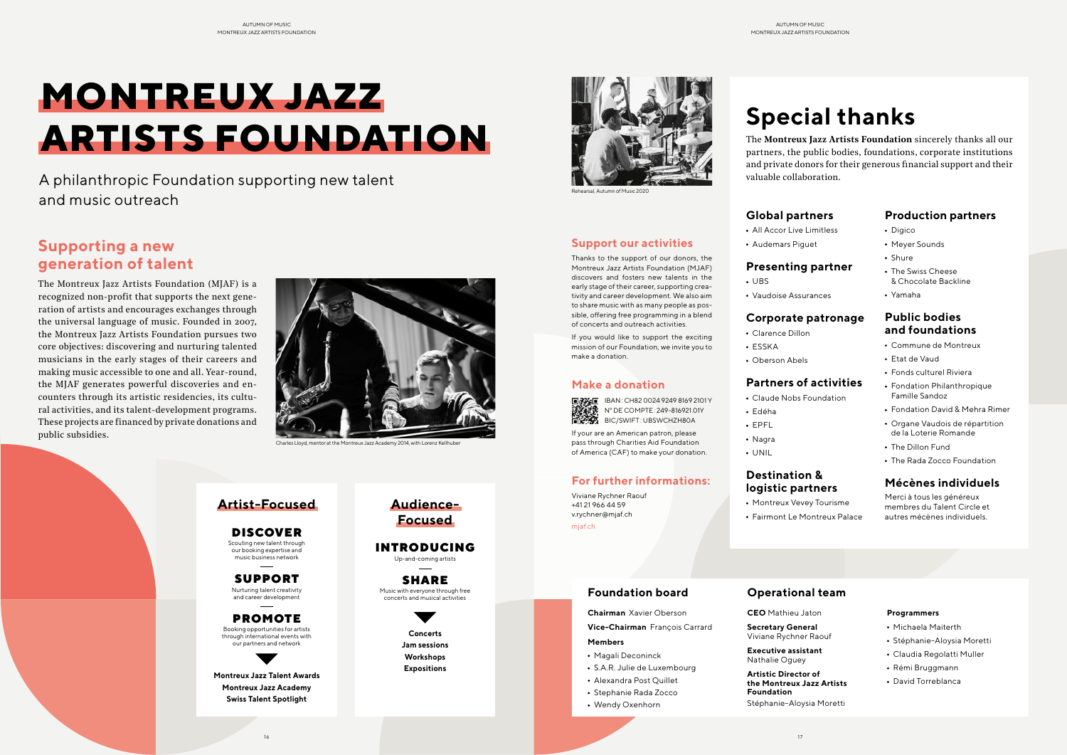# MONTREUX JAZZ ARTISTS FOUNDATION

A philanthropic Foundation supporting new talent and music outreach

## Supporting a new generation of talent

The Montreux Jazz Artists Foundation (MJAF) is a recognized non-profit that supports the next generation of artists and encourages exchanges through the universal language of music. Founded in 2007, the Montreux Jazz Artists Foundation pursues two core objectives: discovering and nurturing talented musicians in the early stages of their careers and making music accessible to one and all. Year-round, the MJAF generates powerful discoveries and encounters through its artistic residencies, its cultural activities, and its talent-development programs. These projects are financed by private donations and public subsidies.

Charles Lloyd, mentor at the Montreux Jazz Academy 2014, with Lorenz Kellhuber

### Artist-Focused

**DISCOVER**
Scouting new talent through our booking expertise and music business network

**SUPPORT**
Nurturing talent creativity and career development

**PROMOTE**
Booking opportunities for artists through international events with our partners and network

**Montreux Jazz Talent Awards**
**Montreux Jazz Academy**
**Swiss Talent Spotlight**

### Audience-Focused

**INTRODUCING**
Up-and-coming artists

**SHARE**
Music with everyone through free concerts and musical activities

**Concerts**
**Jam sessions**
**Workshops**
**Expositions**

Rehearsal, Autumn of Music 2020

## Support our activities

Thanks to the support of our donors, the Montreux Jazz Artists Foundation (MJAF) discovers and fosters new talents in the early stage of their career, supporting creativity and career development. We also aim to share music with as many people as possible, offering free programming in a blend of concerts and outreach activities.

If you would like to support the exciting mission of our Foundation, we invite you to make a donation.

## Make a donation

IBAN: CH82 0024 9249 8169 2101 Y
N° DE COMPTE: 249-816921.01Y
BIC/SWIFT: UBSWCHZH80A

If your are an American patron, please pass through Charities Aid Foundation of America (CAF) to make your donation.

## For further informations:

Viviane Rychner Raouf
+41 21 966 44 59
v.rychner@mjaf.ch
mjaf.ch

# Special thanks

The **Montreux Jazz Artists Foundation** sincerely thanks all our partners, the public bodies, foundations, corporate institutions and private donors for their generous financial support and their valuable collaboration.

### Global partners
- All Accor Live Limitless
- Audemars Piguet

### Presenting partner
- UBS
- Vaudoise Assurances

### Corporate patronage
- Clarence Dillon
- ESSKA
- Oberson Abels

### Partners of activities
- Claude Nobs Foundation
- Edéha
- EPFL
- Nagra
- UNIL

### Destination & logistic partners
- Montreux Vevey Tourisme
- Fairmont Le Montreux Palace

### Production partners
- Digico
- Meyer Sounds
- Shure
- The Swiss Cheese & Chocolate Backline
- Yamaha

### Public bodies and foundations
- Commune de Montreux
- Etat de Vaud
- Fonds culturel Riviera
- Fondation Philanthropique Famille Sandoz
- Fondation David & Mehra Rimer
- Organe Vaudois de répartition de la Loterie Romande
- The Dillon Fund
- The Rada Zocco Foundation

### Mécènes individuels
Merci à tous les généreux membres du Talent Circle et autres mécènes individuels.

### Foundation board

**Chairman** Xavier Oberson
**Vice-Chairman** François Carrard

**Members**
- Magali Deconinck
- S.A.R. Julie de Luxembourg
- Alexandra Post Quillet
- Stephanie Rada Zocco
- Wendy Oxenhorn

### Operational team

**CEO** Mathieu Jaton

**Secretary General**
Viviane Rychner Raouf

**Executive assistant**
Nathalie Oguey

**Artistic Director of the Montreux Jazz Artists Foundation**
Stéphanie-Aloysia Moretti

**Programmers**
- Michaela Maiterth
- Stéphanie-Aloysia Moretti
- Claudia Regolatti Muller
- Rémi Bruggmann
- David Torreblanca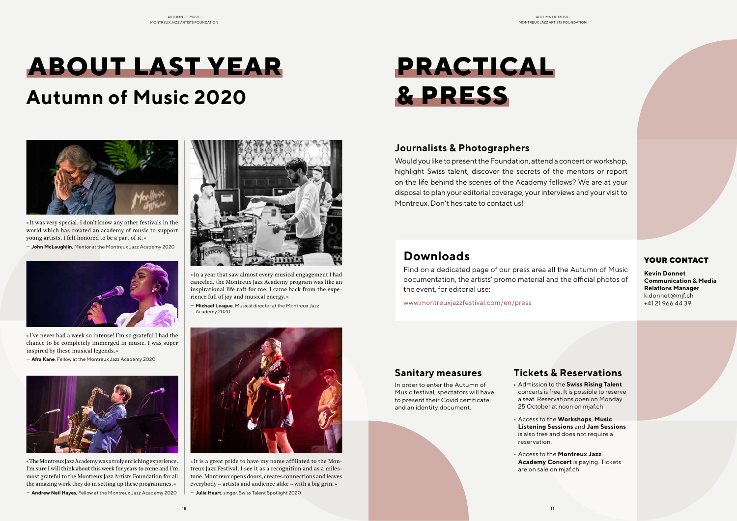# ABOUT LAST YEAR

## Autumn of Music 2020

« It was very special. I don't know any other festivals in the world which has created an academy of music to support young artists. I felt honored to be a part of it. »

— **John McLaughlin**, Mentor at the Montreux Jazz Academy 2020

« I've never had a week so intense! I'm so grateful I had the chance to be completely immerged in music. I was super inspired by these musical legends. »

— **Afra Kane**, Fellow at the Montreux Jazz Academy 2020

« The Montreux Jazz Academy was a truly enriching experience. I'm sure I will think about this week for years to come and I'm most grateful to the Montreux Jazz Artists Foundation for all the amazing work they do in setting up these programmes. »

— **Andrew Neil Hayes**, Fellow at the Montreux Jazz Academy 2020

« In a year that saw almost every musical engagement I had canceled, the Montreux Jazz Academy program was like an inspirational life raft for me. I came back from the experience full of joy and musical energy. »

— **Michael League**, Musical director at the Montreux Jazz Academy 2020

« It is a great pride to have my name affiliated to the Montreux Jazz Festival. I see it as a recognition and as a milestone. Montreux opens doors, creates connections and leaves everybody – artists and audience alike – with a big grin. »

— **Julia Heart**, singer, Swiss Talent Spotlight 2020

# PRACTICAL & PRESS

## Journalists & Photographers

Would you like to present the Foundation, attend a concert or workshop, highlight Swiss talent, discover the secrets of the mentors or report on the life behind the scenes of the Academy fellows? We are at your disposal to plan your editorial coverage, your interviews and your visit to Montreux. Don't hesitate to contact us!

## Downloads

Find on a dedicated page of our press area all the Autumn of Music documentation, the artists' promo material and the official photos of the event, for editorial use:

www.montreuxjazzfestival.com/en/press

### YOUR CONTACT

**Kevin Donnet**
**Communication & Media Relations Manager**
k.donnet@mjf.ch
+41 21 966 44 39

## Sanitary measures

In order to enter the Autumn of Music festival, spectators will have to present their Covid certificate and an identity document.

## Tickets & Reservations

- Admission to the **Swiss Rising Talent** concerts is free. It is possible to reserve a seat. Reservations open on Monday 25 October at noon on mjaf.ch
- Access to the **Workshops**, **Music Listening Sessions** and **Jam Sessions** is also free and does not require a reservation.
- Access to the **Montreux Jazz Academy Concert** is paying. Tickets are on sale on mjaf.ch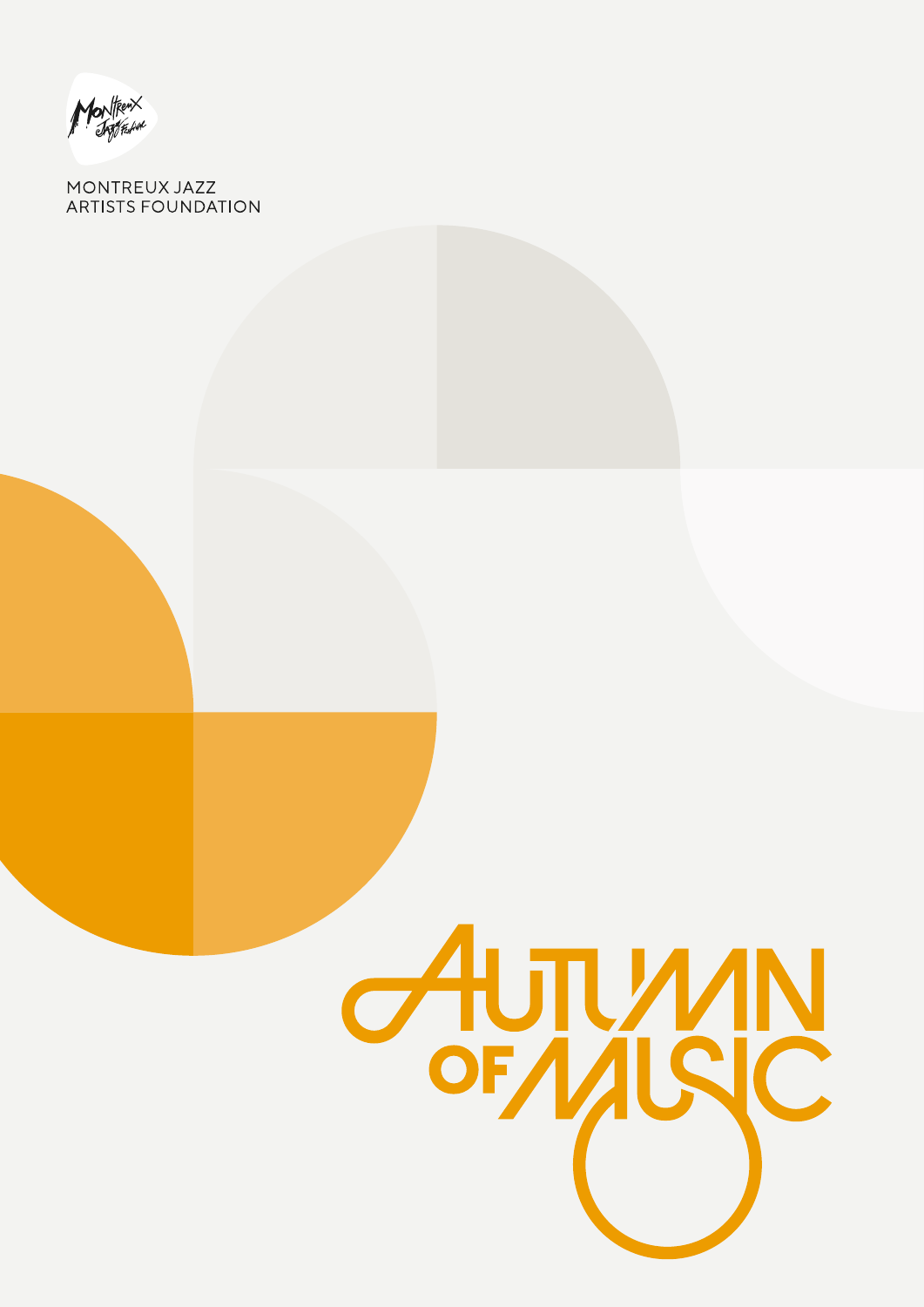MONTREUX JAZZ
ARTISTS FOUNDATION

AUTUMN OF MUSIC